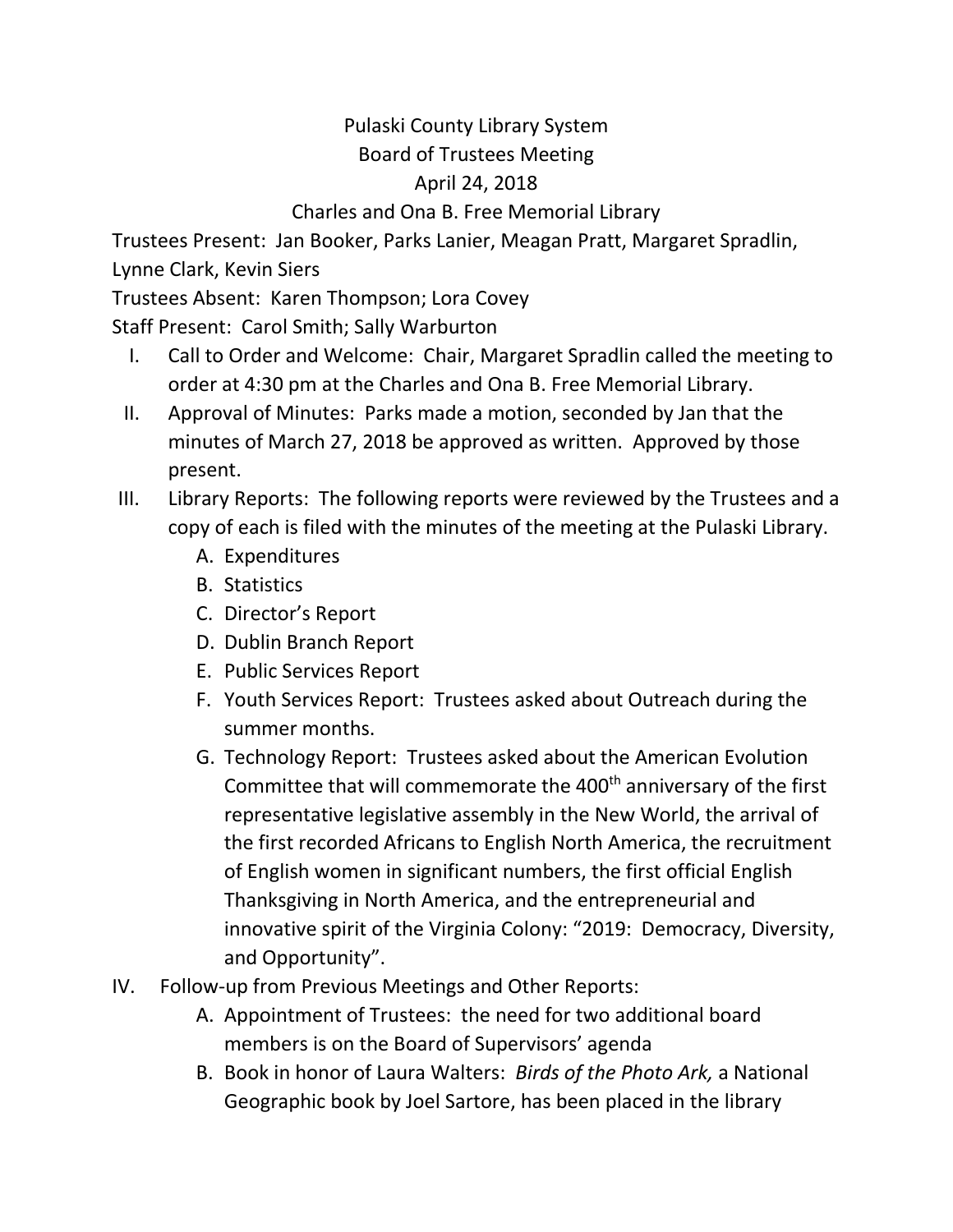Pulaski County Library System

Board of Trustees Meeting

April 24, 2018

Charles and Ona B. Free Memorial Library

Trustees Present: Jan Booker, Parks Lanier, Meagan Pratt, Margaret Spradlin, Lynne Clark, Kevin Siers

Trustees Absent: Karen Thompson; Lora Covey

Staff Present: Carol Smith; Sally Warburton

I. Call to Order and Welcome: Chair, Margaret Spradlin called the meeting to order at 4:30 pm at the Charles and Ona B. Free Memorial Library.

II. Approval of Minutes: Parks made a motion, seconded by Jan that the minutes of March 27, 2018 be approved as written. Approved by those present.

III. Library Reports: The following reports were reviewed by the Trustees and a copy of each is filed with the minutes of the meeting at the Pulaski Library.
   - A. Expenditures
   - B. Statistics
   - C. Director's Report
   - D. Dublin Branch Report
   - E. Public Services Report
   - F. Youth Services Report: Trustees asked about Outreach during the summer months.
   - G. Technology Report: Trustees asked about the American Evolution Committee that will commemorate the 400th anniversary of the first representative legislative assembly in the New World, the arrival of the first recorded Africans to English North America, the recruitment of English women in significant numbers, the first official English Thanksgiving in North America, and the entrepreneurial and innovative spirit of the Virginia Colony: "2019: Democracy, Diversity, and Opportunity".

IV. Follow-up from Previous Meetings and Other Reports:
   - A. Appointment of Trustees: the need for two additional board members is on the Board of Supervisors' agenda
   - B. Book in honor of Laura Walters: *Birds of the Photo Ark,* a National Geographic book by Joel Sartore, has been placed in the library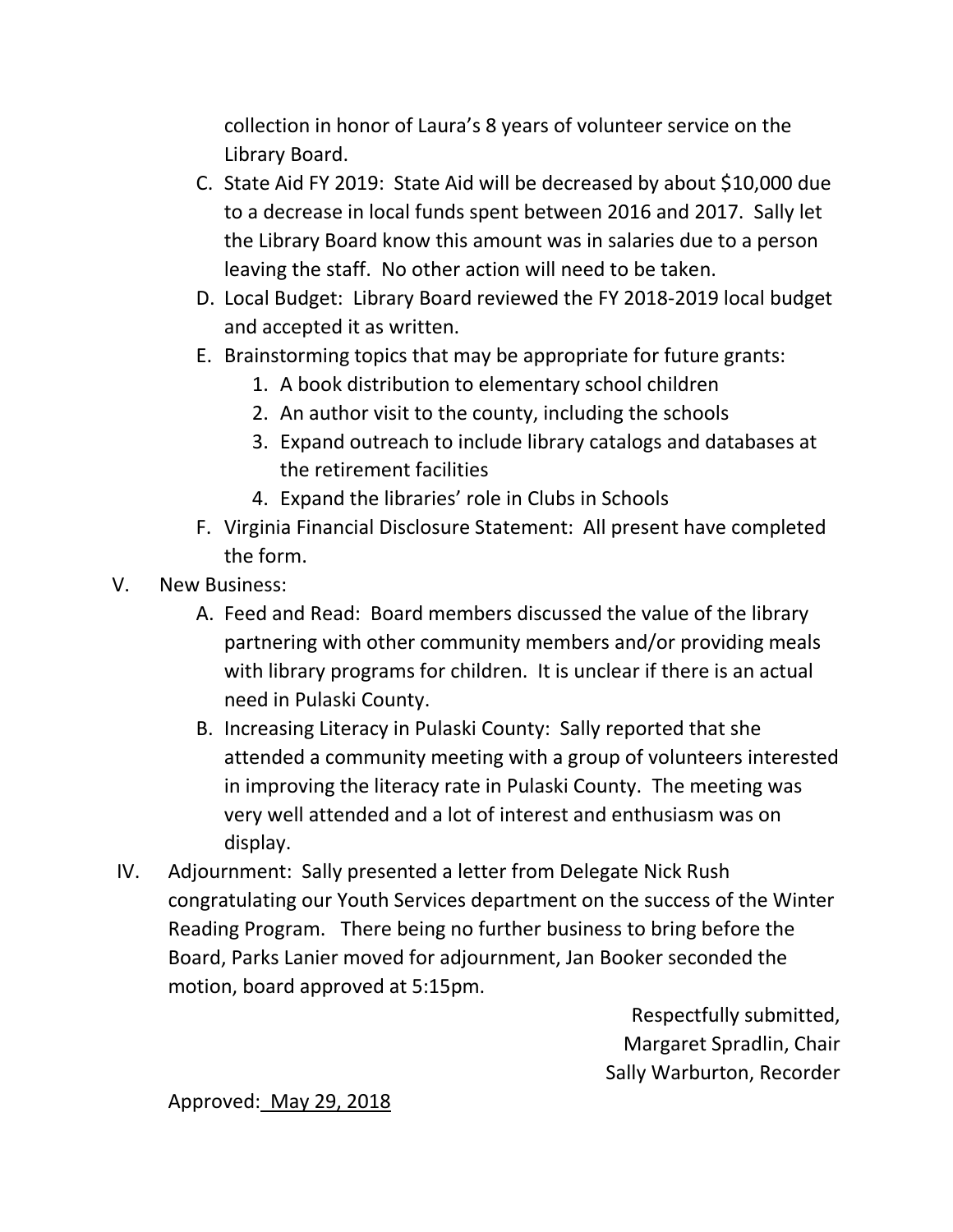collection in honor of Laura's 8 years of volunteer service on the Library Board.

C. State Aid FY 2019: State Aid will be decreased by about $10,000 due to a decrease in local funds spent between 2016 and 2017. Sally let the Library Board know this amount was in salaries due to a person leaving the staff. No other action will need to be taken.

D. Local Budget: Library Board reviewed the FY 2018-2019 local budget and accepted it as written.

E. Brainstorming topics that may be appropriate for future grants:
   1. A book distribution to elementary school children
   2. An author visit to the county, including the schools
   3. Expand outreach to include library catalogs and databases at the retirement facilities
   4. Expand the libraries' role in Clubs in Schools

F. Virginia Financial Disclosure Statement: All present have completed the form.

V. New Business:

A. Feed and Read: Board members discussed the value of the library partnering with other community members and/or providing meals with library programs for children. It is unclear if there is an actual need in Pulaski County.

B. Increasing Literacy in Pulaski County: Sally reported that she attended a community meeting with a group of volunteers interested in improving the literacy rate in Pulaski County. The meeting was very well attended and a lot of interest and enthusiasm was on display.

IV. Adjournment: Sally presented a letter from Delegate Nick Rush congratulating our Youth Services department on the success of the Winter Reading Program. There being no further business to bring before the Board, Parks Lanier moved for adjournment, Jan Booker seconded the motion, board approved at 5:15pm.

Respectfully submitted,
Margaret Spradlin, Chair
Sally Warburton, Recorder

Approved: May 29, 2018